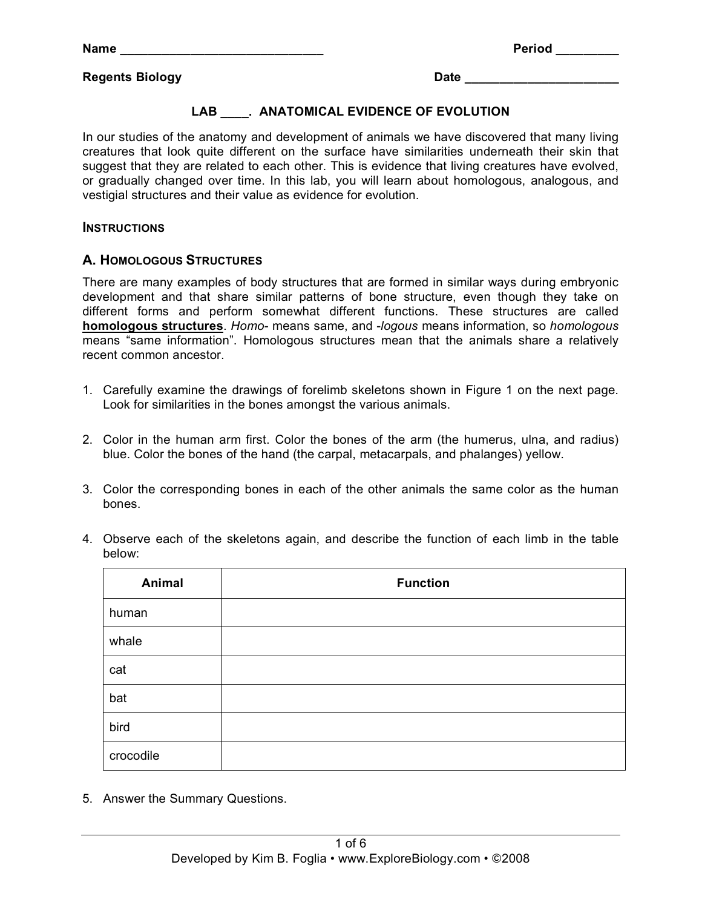Name ______________________________ Period _________

Regents Biology Date ______________________

## LAB ____. ANATOMICAL EVIDENCE OF EVOLUTION

In our studies of the anatomy and development of animals we have discovered that many living creatures that look quite different on the surface have similarities underneath their skin that suggest that they are related to each other. This is evidence that living creatures have evolved, or gradually changed over time. In this lab, you will learn about homologous, analogous, and vestigial structures and their value as evidence for evolution.

### INSTRUCTIONS

### A. HOMOLOGOUS STRUCTURES

There are many examples of body structures that are formed in similar ways during embryonic development and that share similar patterns of bone structure, even though they take on different forms and perform somewhat different functions. These structures are called **homologous structures**. *Homo-* means same, and *-logous* means information, so *homologous* means "same information". Homologous structures mean that the animals share a relatively recent common ancestor.

1. Carefully examine the drawings of forelimb skeletons shown in Figure 1 on the next page. Look for similarities in the bones amongst the various animals.

2. Color in the human arm first. Color the bones of the arm (the humerus, ulna, and radius) blue. Color the bones of the hand (the carpal, metacarpals, and phalanges) yellow.

3. Color the corresponding bones in each of the other animals the same color as the human bones.

4. Observe each of the skeletons again, and describe the function of each limb in the table below:

| Animal | Function |
| --- | --- |
| human | |
| whale | |
| cat | |
| bat | |
| bird | |
| crocodile | |

5. Answer the Summary Questions.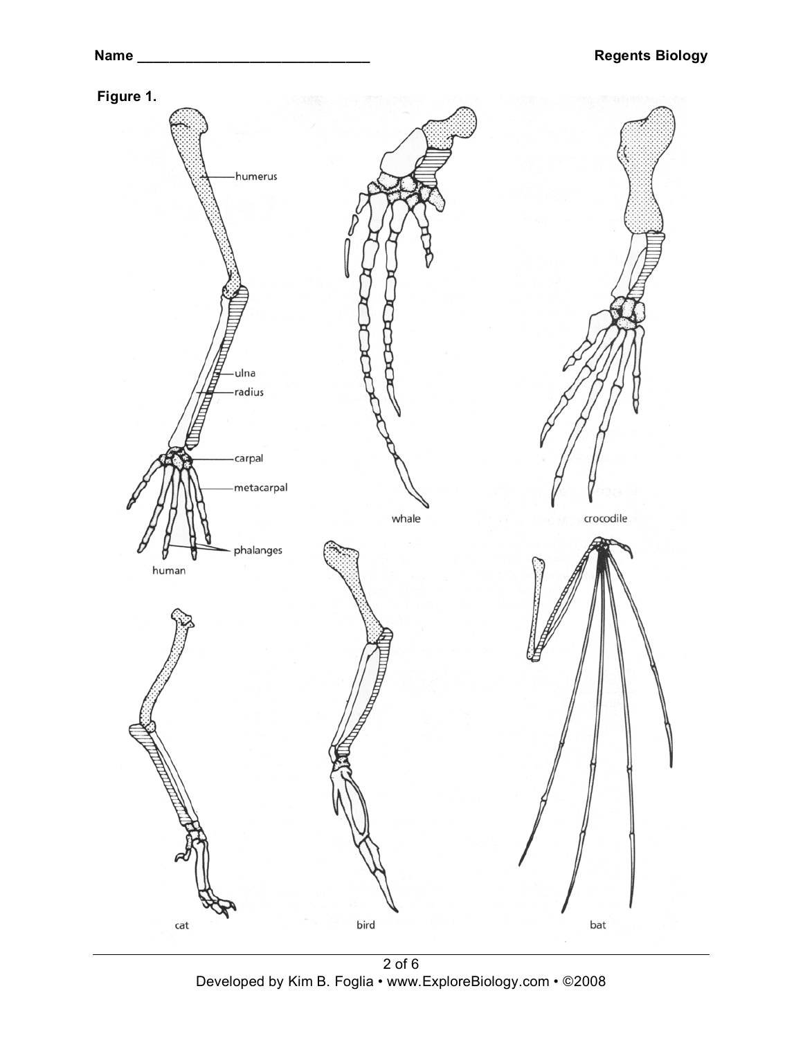Name ______________________________ **Regents Biology**

**Figure 1.**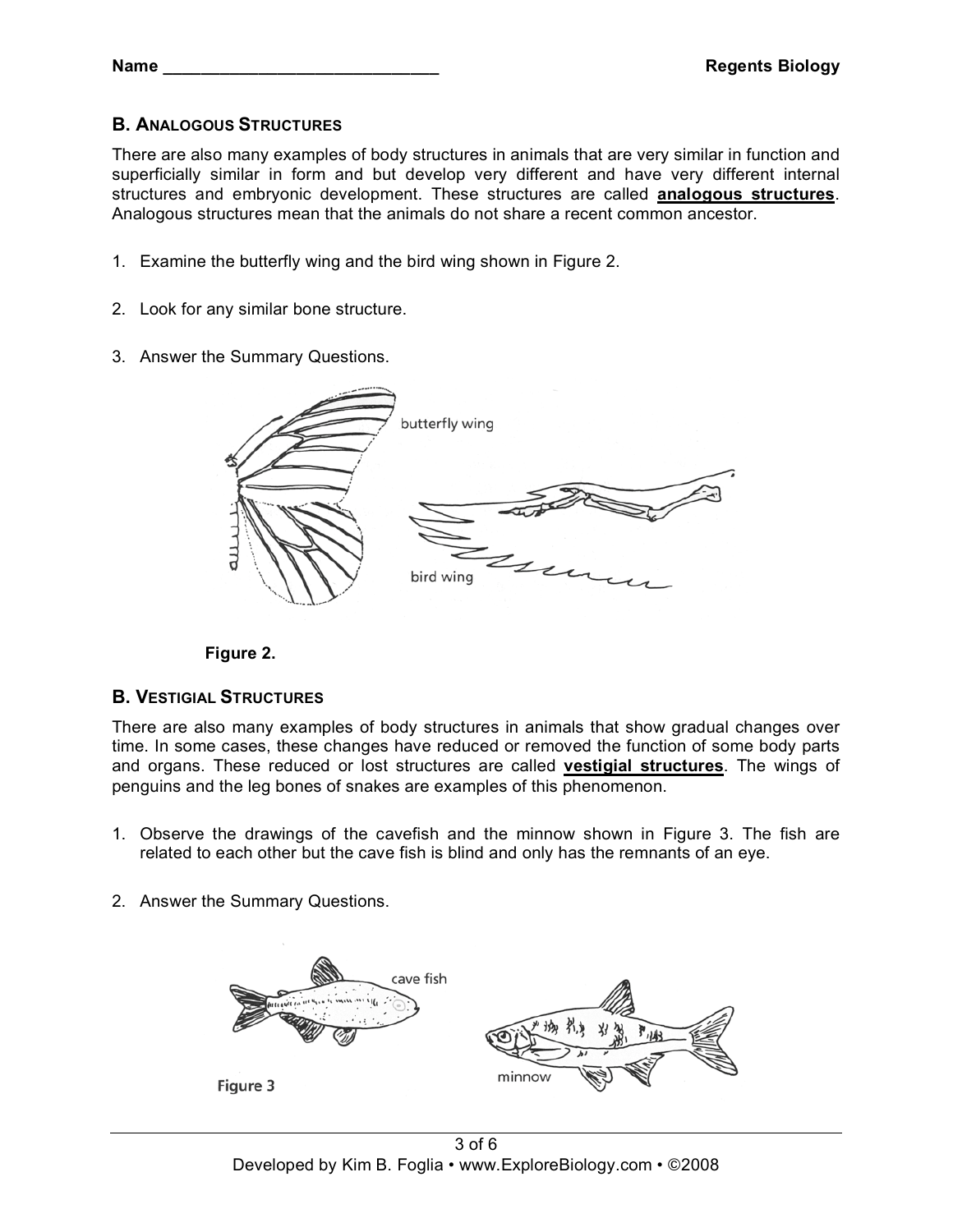## B. ANALOGOUS STRUCTURES

There are also many examples of body structures in animals that are very similar in function and superficially similar in form and but develop very different and have very different internal structures and embryonic development. These structures are called **analogous structures**. Analogous structures mean that the animals do not share a recent common ancestor.

1. Examine the butterfly wing and the bird wing shown in Figure 2.

2. Look for any similar bone structure.

3. Answer the Summary Questions.

butterfly wing

bird wing

**Figure 2.**

## B. VESTIGIAL STRUCTURES

There are also many examples of body structures in animals that show gradual changes over time. In some cases, these changes have reduced or removed the function of some body parts and organs. These reduced or lost structures are called **vestigial structures**. The wings of penguins and the leg bones of snakes are examples of this phenomenon.

1. Observe the drawings of the cavefish and the minnow shown in Figure 3. The fish are related to each other but the cave fish is blind and only has the remnants of an eye.

2. Answer the Summary Questions.

cave fish

minnow

Figure 3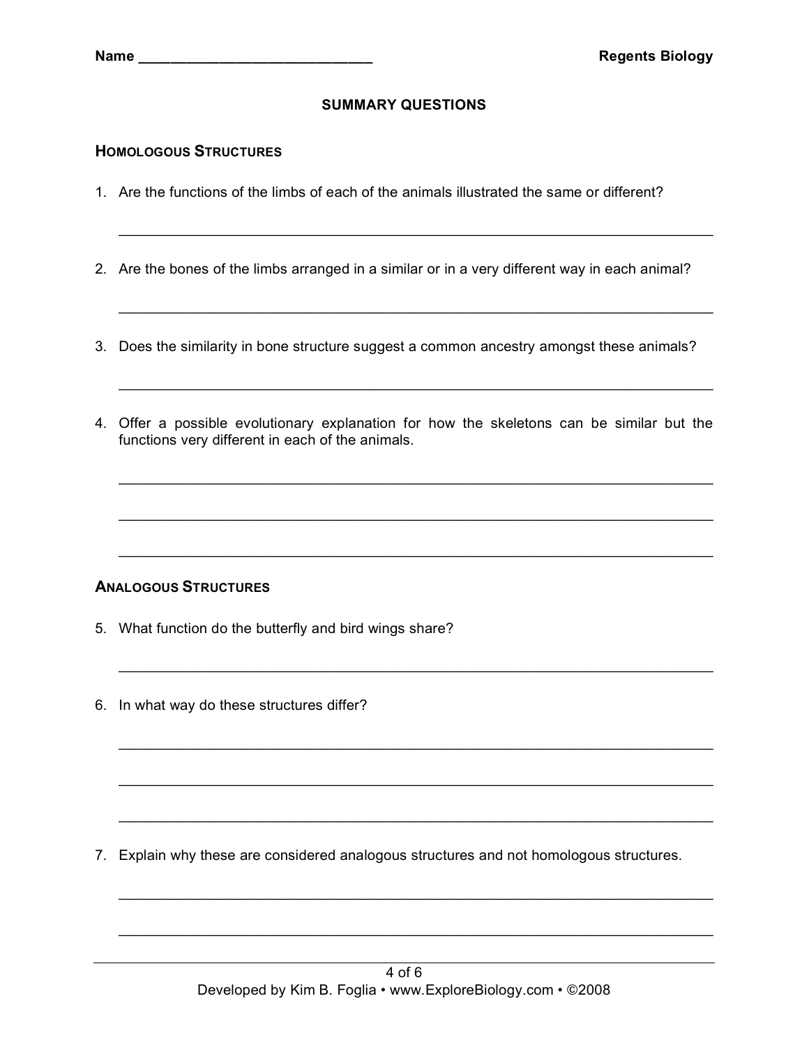Name ____________________________ **Regents Biology**

## SUMMARY QUESTIONS

### HOMOLOGOUS STRUCTURES

1. Are the functions of the limbs of each of the animals illustrated the same or different?

   ______________________________________________________________________

2. Are the bones of the limbs arranged in a similar or in a very different way in each animal?

   ______________________________________________________________________

3. Does the similarity in bone structure suggest a common ancestry amongst these animals?

   ______________________________________________________________________

4. Offer a possible evolutionary explanation for how the skeletons can be similar but the functions very different in each of the animals.

   ______________________________________________________________________

   ______________________________________________________________________

   ______________________________________________________________________

### ANALOGOUS STRUCTURES

5. What function do the butterfly and bird wings share?

   ______________________________________________________________________

6. In what way do these structures differ?

   ______________________________________________________________________

   ______________________________________________________________________

   ______________________________________________________________________

7. Explain why these are considered analogous structures and not homologous structures.

   ______________________________________________________________________

   ______________________________________________________________________

Developed by Kim B. Foglia • www.ExploreBiology.com • ©2008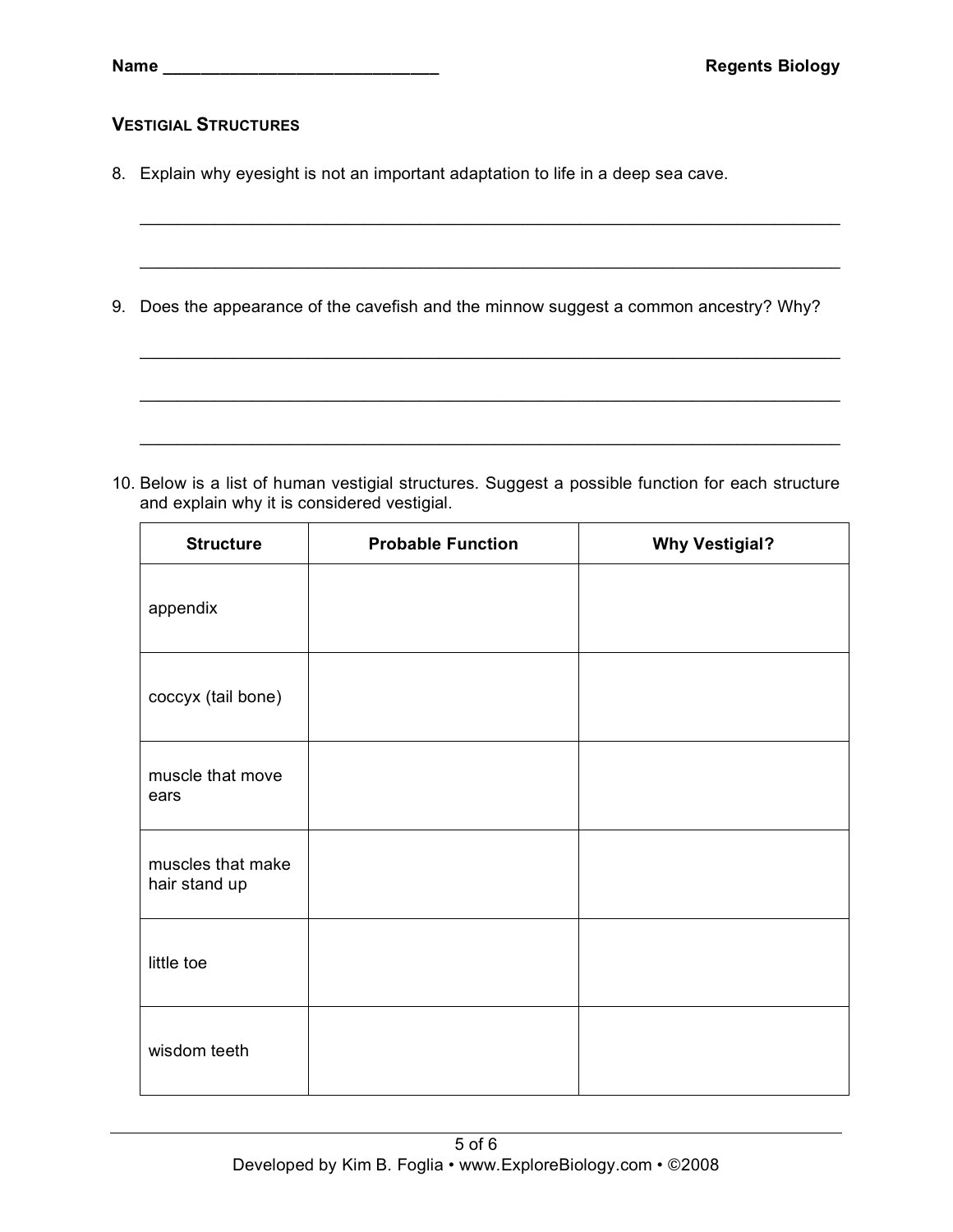Name ____________________________ **Regents Biology**

## VESTIGIAL STRUCTURES

8. Explain why eyesight is not an important adaptation to life in a deep sea cave.

_______________________________________________________________________________

_______________________________________________________________________________

9. Does the appearance of the cavefish and the minnow suggest a common ancestry? Why?

_______________________________________________________________________________

_______________________________________________________________________________

_______________________________________________________________________________

10. Below is a list of human vestigial structures. Suggest a possible function for each structure and explain why it is considered vestigial.

| Structure | Probable Function | Why Vestigial? |
|---|---|---|
| appendix | | |
| coccyx (tail bone) | | |
| muscle that move ears | | |
| muscles that make hair stand up | | |
| little toe | | |
| wisdom teeth | | |

Developed by Kim B. Foglia • www.ExploreBiology.com • ©2008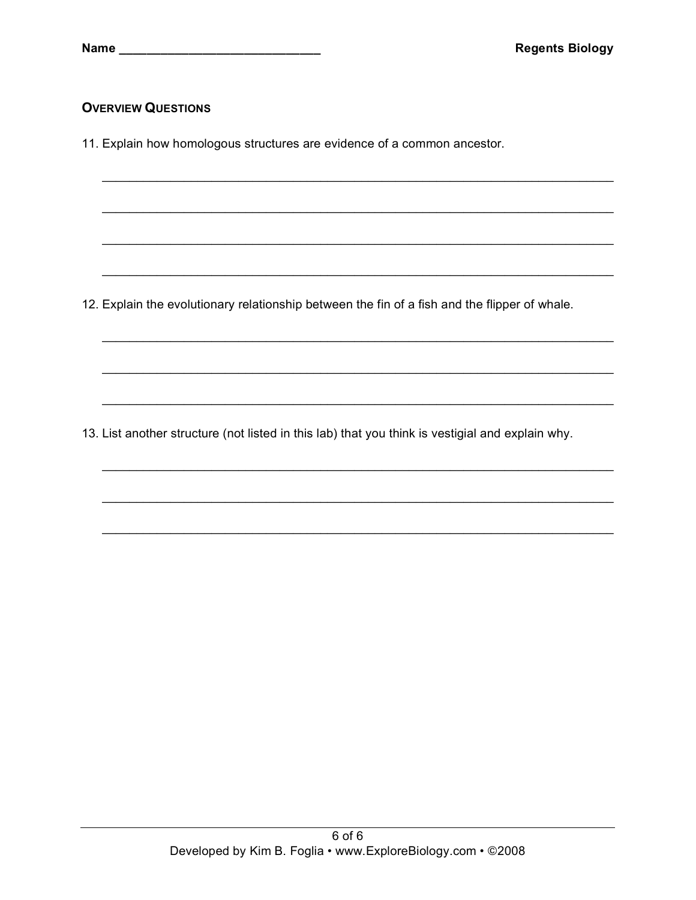Name _____________________________

Regents Biology

## Overview Questions

11. Explain how homologous structures are evidence of a common ancestor.

___________________________________________________________________________

___________________________________________________________________________

___________________________________________________________________________

___________________________________________________________________________

12. Explain the evolutionary relationship between the fin of a fish and the flipper of whale.

___________________________________________________________________________

___________________________________________________________________________

___________________________________________________________________________

13. List another structure (not listed in this lab) that you think is vestigial and explain why.

___________________________________________________________________________

___________________________________________________________________________

___________________________________________________________________________

Developed by Kim B. Foglia • www.ExploreBiology.com • ©2008